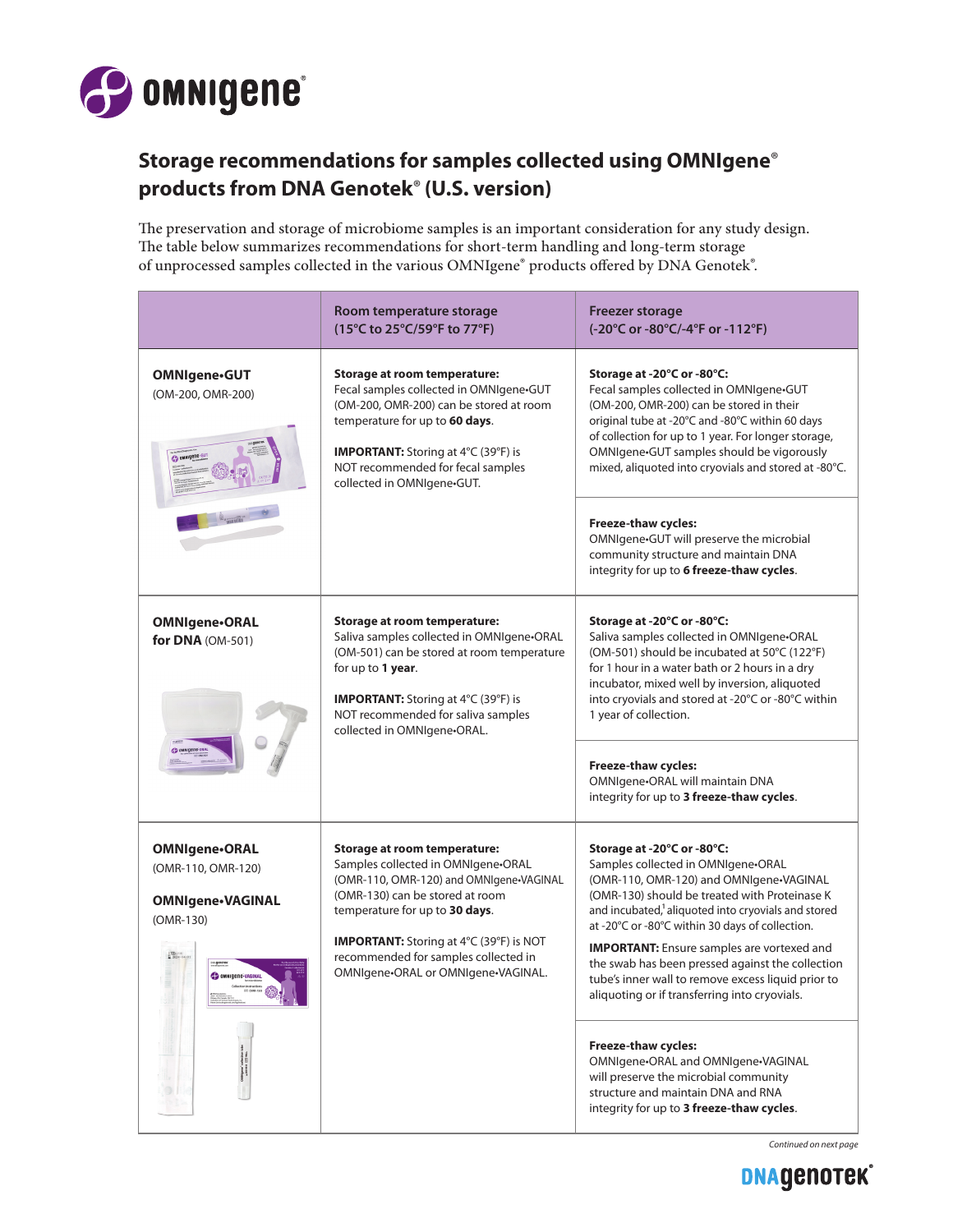# Storage recommendations for samples collected using OMNIgene® products from DNA Genotek® (U.S. version)

The preservation and storage of microbiome samples is an important consideration for any study design. The table below summarizes recommendations for short-term handling and long-term storage of unprocessed samples collected in the various OMNIgene® products offered by DNA Genotek®.

| | Room temperature storage (15°C to 25°C/59°F to 77°F) | Freezer storage (-20°C or -80°C/-4°F or -112°F) |
|---|---|---|
| **OMNIgene•GUT** (OM-200, OMR-200) | **Storage at room temperature:** Fecal samples collected in OMNIgene•GUT (OM-200, OMR-200) can be stored at room temperature for up to **60 days**.<br><br>**IMPORTANT:** Storing at 4°C (39°F) is NOT recommended for fecal samples collected in OMNIgene•GUT. | **Storage at -20°C or -80°C:** Fecal samples collected in OMNIgene•GUT (OM-200, OMR-200) can be stored in their original tube at -20°C and -80°C within 60 days of collection for up to 1 year. For longer storage, OMNIgene•GUT samples should be vigorously mixed, aliquoted into cryovials and stored at -80°C.<br><br>**Freeze-thaw cycles:** OMNIgene•GUT will preserve the microbial community structure and maintain DNA integrity for up to **6 freeze-thaw cycles**. |
| **OMNIgene•ORAL for DNA** (OM-501) | **Storage at room temperature:** Saliva samples collected in OMNIgene•ORAL (OM-501) can be stored at room temperature for up to **1 year**.<br><br>**IMPORTANT:** Storing at 4°C (39°F) is NOT recommended for saliva samples collected in OMNIgene•ORAL. | **Storage at -20°C or -80°C:** Saliva samples collected in OMNIgene•ORAL (OM-501) should be incubated at 50°C (122°F) for 1 hour in a water bath or 2 hours in a dry incubator, mixed well by inversion, aliquoted into cryovials and stored at -20°C or -80°C within 1 year of collection.<br><br>**Freeze-thaw cycles:** OMNIgene•ORAL will maintain DNA integrity for up to **3 freeze-thaw cycles**. |
| **OMNIgene•ORAL** (OMR-110, OMR-120)<br><br>**OMNIgene•VAGINAL** (OMR-130) | **Storage at room temperature:** Samples collected in OMNIgene•ORAL (OMR-110, OMR-120) and OMNIgene•VAGINAL (OMR-130) can be stored at room temperature for up to **30 days**.<br><br>**IMPORTANT:** Storing at 4°C (39°F) is NOT recommended for samples collected in OMNIgene•ORAL or OMNIgene•VAGINAL. | **Storage at -20°C or -80°C:** Samples collected in OMNIgene•ORAL (OMR-110, OMR-120) and OMNIgene•VAGINAL (OMR-130) should be treated with Proteinase K and incubated,[1] aliquoted into cryovials and stored at -20°C or -80°C within 30 days of collection.<br><br>**IMPORTANT:** Ensure samples are vortexed and the swab has been pressed against the collection tube's inner wall to remove excess liquid prior to aliquoting or if transferring into cryovials.<br><br>**Freeze-thaw cycles:** OMNIgene•ORAL and OMNIgene•VAGINAL will preserve the microbial community structure and maintain DNA and RNA integrity for up to **3 freeze-thaw cycles**. |

*Continued on next page*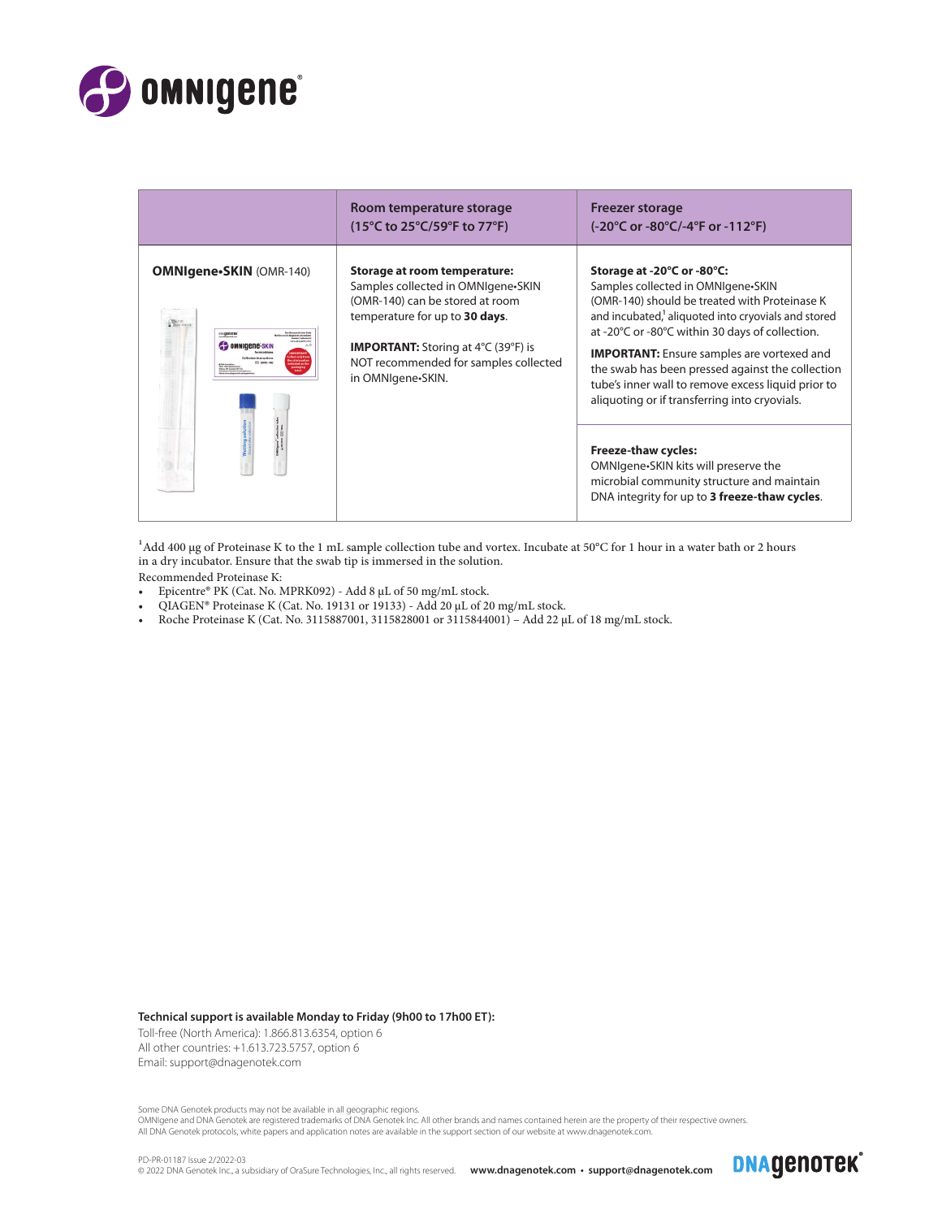| | Room temperature storage (15°C to 25°C/59°F to 77°F) | Freezer storage (-20°C or -80°C/-4°F or -112°F) |
|---|---|---|
| **OMNIgene•SKIN** (OMR-140) | **Storage at room temperature:** Samples collected in OMNIgene•SKIN (OMR-140) can be stored at room temperature for up to **30 days**.<br><br>**IMPORTANT:** Storing at 4°C (39°F) is NOT recommended for samples collected in OMNIgene•SKIN. | **Storage at -20°C or -80°C:** Samples collected in OMNIgene•SKIN (OMR-140) should be treated with Proteinase K and incubated,[1] aliquoted into cryovials and stored at -20°C or -80°C within 30 days of collection.<br><br>**IMPORTANT:** Ensure samples are vortexed and the swab has been pressed against the collection tube's inner wall to remove excess liquid prior to aliquoting or if transferring into cryovials. |
| | | **Freeze-thaw cycles:** OMNIgene•SKIN kits will preserve the microbial community structure and maintain DNA integrity for up to **3 freeze-thaw cycles**. |

[1]Add 400 µg of Proteinase K to the 1 mL sample collection tube and vortex. Incubate at 50°C for 1 hour in a water bath or 2 hours in a dry incubator. Ensure that the swab tip is immersed in the solution.

Recommended Proteinase K:

- Epicentre® PK (Cat. No. MPRK092) - Add 8 µL of 50 mg/mL stock.
- QIAGEN® Proteinase K (Cat. No. 19131 or 19133) - Add 20 µL of 20 mg/mL stock.
- Roche Proteinase K (Cat. No. 3115887001, 3115828001 or 3115844001) – Add 22 µL of 18 mg/mL stock.

**Technical support is available Monday to Friday (9h00 to 17h00 ET):**

Toll-free (North America): 1.866.813.6354, option 6
All other countries: +1.613.723.5757, option 6
Email: support@dnagenotek.com

Some DNA Genotek products may not be available in all geographic regions.
OMNIgene and DNA Genotek are registered trademarks of DNA Genotek Inc. All other brands and names contained herein are the property of their respective owners.
All DNA Genotek protocols, white papers and application notes are available in the support section of our website at www.dnagenotek.com.

PD-PR-01187 Issue 2/2022-03
© 2022 DNA Genotek Inc., a subsidiary of OraSure Technologies, Inc., all rights reserved. **www.dnagenotek.com • support@dnagenotek.com**